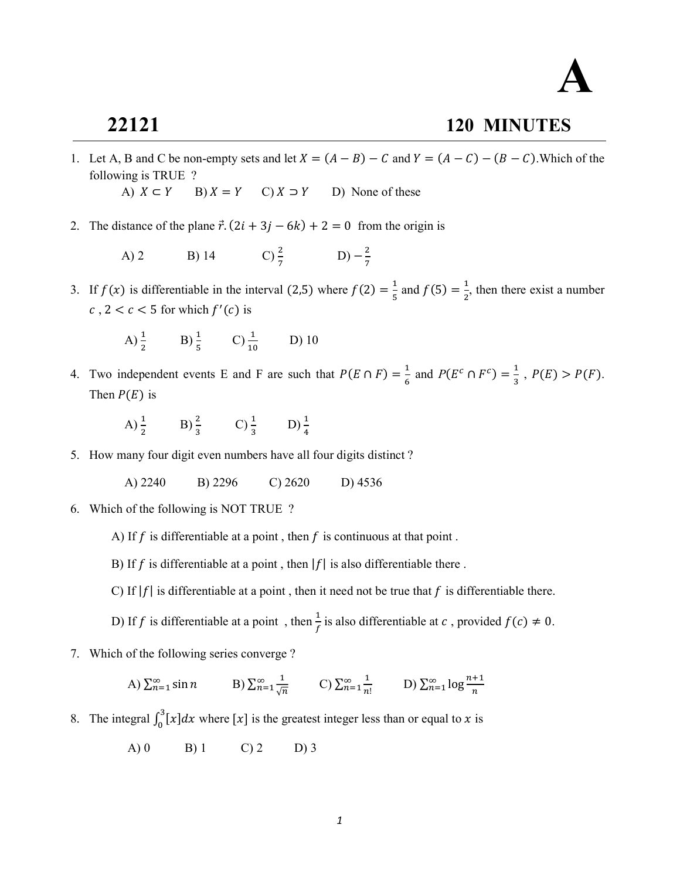# A

## 22121 &nbsp;&nbsp;&nbsp;&nbsp;&nbsp;&nbsp;&nbsp;&nbsp;&nbsp;&nbsp;&nbsp;&nbsp;&nbsp;&nbsp;&nbsp;&nbsp;&nbsp;&nbsp;&nbsp;&nbsp;&nbsp;&nbsp;&nbsp;&nbsp;&nbsp; 120 MINUTES

1. Let A, B and C be non-empty sets and let $X = (A - B) - C$ and $Y = (A - C) - (B - C)$. Which of the following is TRUE ?

   A) $X \subset Y$ &nbsp;&nbsp;&nbsp; B) $X = Y$ &nbsp;&nbsp;&nbsp; C) $X \supset Y$ &nbsp;&nbsp;&nbsp; D) None of these

2. The distance of the plane $\vec{r}.(2i + 3j - 6k) + 2 = 0$ from the origin is

   A) 2 &nbsp;&nbsp;&nbsp; B) 14 &nbsp;&nbsp;&nbsp; C) $\frac{2}{7}$ &nbsp;&nbsp;&nbsp; D) $-\frac{2}{7}$

3. If $f(x)$ is differentiable in the interval $(2,5)$ where $f(2) = \frac{1}{5}$ and $f(5) = \frac{1}{2}$, then there exist a number $c$ , $2 < c < 5$ for which $f'(c)$ is

   A) $\frac{1}{2}$ &nbsp;&nbsp;&nbsp; B) $\frac{1}{5}$ &nbsp;&nbsp;&nbsp; C) $\frac{1}{10}$ &nbsp;&nbsp;&nbsp; D) 10

4. Two independent events E and F are such that $P(E \cap F) = \frac{1}{6}$ and $P(E^c \cap F^c) = \frac{1}{3}$ , $P(E) > P(F)$. Then $P(E)$ is

   A) $\frac{1}{2}$ &nbsp;&nbsp;&nbsp; B) $\frac{2}{3}$ &nbsp;&nbsp;&nbsp; C) $\frac{1}{3}$ &nbsp;&nbsp;&nbsp; D) $\frac{1}{4}$

5. How many four digit even numbers have all four digits distinct ?

   A) 2240 &nbsp;&nbsp;&nbsp; B) 2296 &nbsp;&nbsp;&nbsp; C) 2620 &nbsp;&nbsp;&nbsp; D) 4536

6. Which of the following is NOT TRUE ?

   A) If $f$ is differentiable at a point , then $f$ is continuous at that point .

   B) If $f$ is differentiable at a point , then $|f|$ is also differentiable there .

   C) If $|f|$ is differentiable at a point , then it need not be true that $f$ is differentiable there.

   D) If $f$ is differentiable at a point , then $\frac{1}{f}$ is also differentiable at $c$ , provided $f(c) \neq 0$.

7. Which of the following series converge ?

   A) $\sum_{n=1}^{\infty} \sin n$ &nbsp;&nbsp;&nbsp; B) $\sum_{n=1}^{\infty} \frac{1}{\sqrt{n}}$ &nbsp;&nbsp;&nbsp; C) $\sum_{n=1}^{\infty} \frac{1}{n!}$ &nbsp;&nbsp;&nbsp; D) $\sum_{n=1}^{\infty} \log \frac{n+1}{n}$

8. The integral $\int_0^3 [x]dx$ where $[x]$ is the greatest integer less than or equal to $x$ is

   A) 0 &nbsp;&nbsp;&nbsp; B) 1 &nbsp;&nbsp;&nbsp; C) 2 &nbsp;&nbsp;&nbsp; D) 3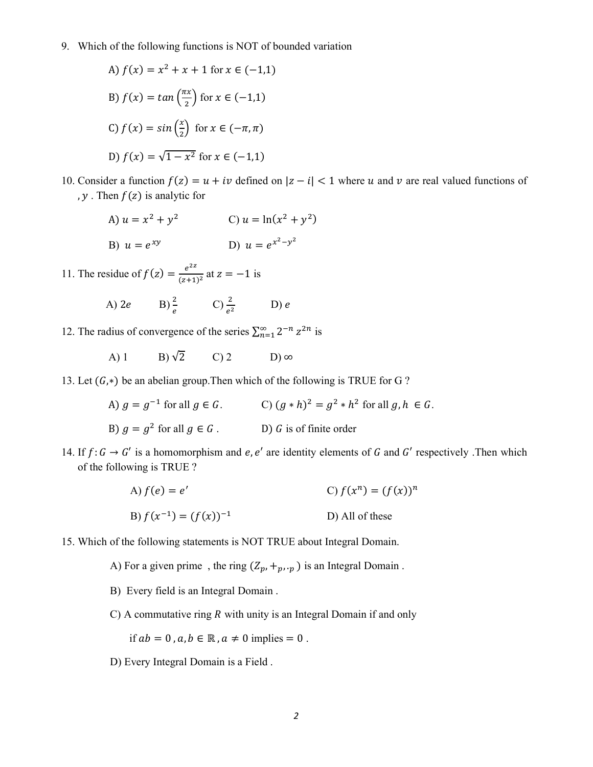9. Which of the following functions is NOT of bounded variation

   A) $f(x) = x^2 + x + 1$ for $x \in (-1,1)$

   B) $f(x) = tan\left(\frac{\pi x}{2}\right)$ for $x \in (-1,1)$

   C) $f(x) = sin\left(\frac{x}{2}\right)$ for $x \in (-\pi, \pi)$

   D) $f(x) = \sqrt{1 - x^2}$ for $x \in (-1,1)$

10. Consider a function $f(z) = u + iv$ defined on $|z - i| < 1$ where $u$ and $v$ are real valued functions of $, y$ . Then $f(z)$ is analytic for

    A) $u = x^2 + y^2$  C) $u = \ln(x^2 + y^2)$

    B) $u = e^{xy}$  D) $u = e^{x^2 - y^2}$

11. The residue of $f(z) = \frac{e^{2z}}{(z+1)^2}$ at $z = -1$ is

    A) $2e$  B) $\frac{2}{e}$  C) $\frac{2}{e^2}$  D) $e$

12. The radius of convergence of the series $\sum_{n=1}^{\infty} 2^{-n} z^{2n}$ is

    A) 1  B) $\sqrt{2}$  C) 2  D) $\infty$

13. Let $(G,*)$ be an abelian group.Then which of the following is TRUE for G ?

    A) $g = g^{-1}$ for all $g \in G$.  C) $(g * h)^2 = g^2 * h^2$ for all $g, h \in G$.

    B) $g = g^2$ for all $g \in G$ .  D) $G$ is of finite order

14. If $f: G \to G'$ is a homomorphism and $e, e'$ are identity elements of $G$ and $G'$ respectively .Then which of the following is TRUE ?

    A) $f(e) = e'$  C) $f(x^n) = (f(x))^n$

    B) $f(x^{-1}) = (f(x))^{-1}$  D) All of these

15. Which of the following statements is NOT TRUE about Integral Domain.

    A) For a given prime , the ring $(Z_p, +_p, \cdot_p)$ is an Integral Domain .

    B) Every field is an Integral Domain .

    C) A commutative ring $R$ with unity is an Integral Domain if and only if $ab = 0$ , $a, b \in \mathbb{R}$ , $a \neq 0$ implies $= 0$ .

    D) Every Integral Domain is a Field .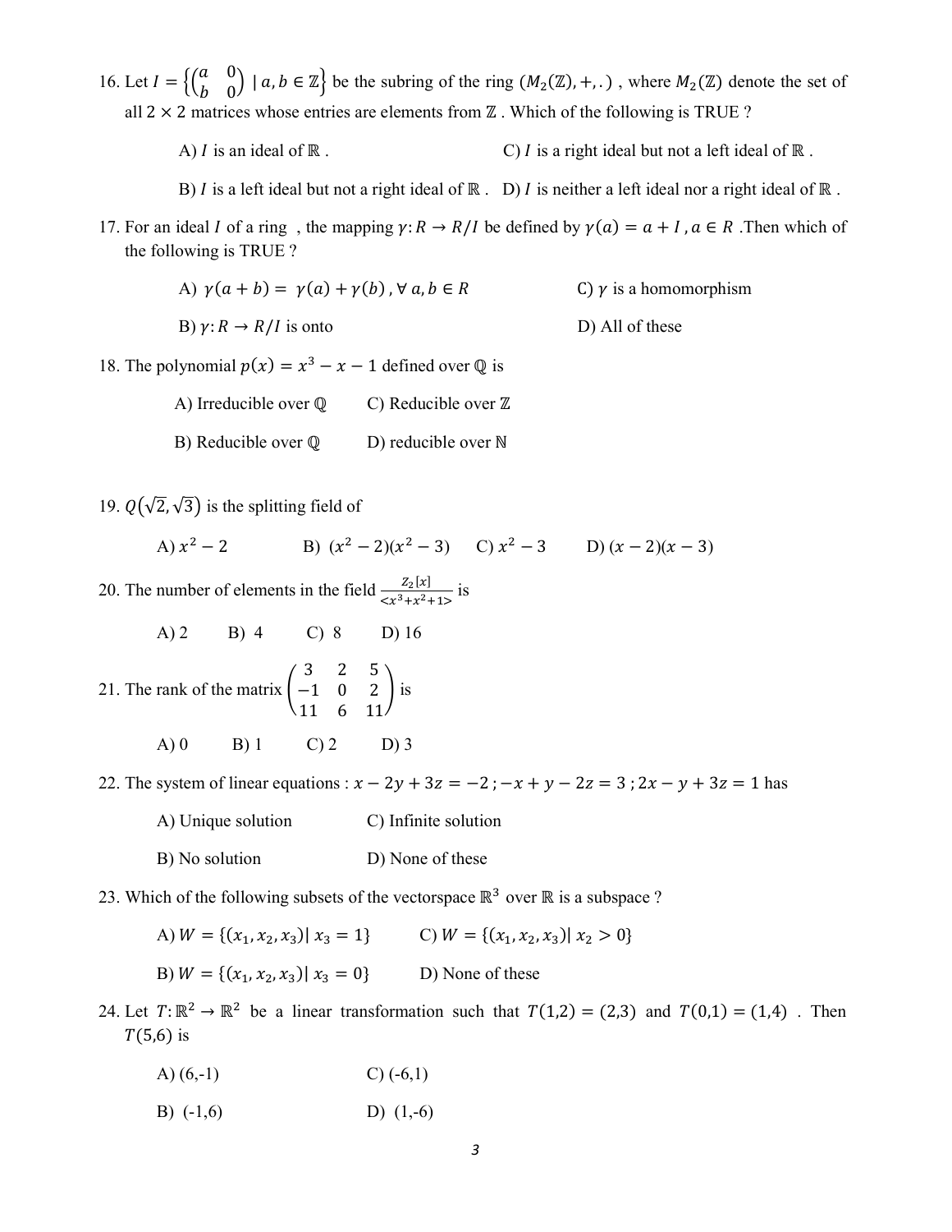16. Let $I = \left\{ \begin{pmatrix} a & 0 \\ b & 0 \end{pmatrix} \mid a, b \in \mathbb{Z} \right\}$ be the subring of the ring $(M_2(\mathbb{Z}), +, .)$ , where $M_2(\mathbb{Z})$ denote the set of all $2 \times 2$ matrices whose entries are elements from $\mathbb{Z}$ . Which of the following is TRUE ?

A) $I$ is an ideal of $\mathbb{R}$ .

B) $I$ is a left ideal but not a right ideal of $\mathbb{R}$ .

C) $I$ is a right ideal but not a left ideal of $\mathbb{R}$ .

D) $I$ is neither a left ideal nor a right ideal of $\mathbb{R}$ .

17. For an ideal $I$ of a ring , the mapping $\gamma: R \to R/I$ be defined by $\gamma(a) = a + I$ , $a \in R$ .Then which of the following is TRUE ?

A) $\gamma(a + b) = \gamma(a) + \gamma(b)$ , $\forall\, a, b \in R$

B) $\gamma: R \to R/I$ is onto

C) $\gamma$ is a homomorphism

D) All of these

18. The polynomial $p(x) = x^3 - x - 1$ defined over $\mathbb{Q}$ is

A) Irreducible over $\mathbb{Q}$

B) Reducible over $\mathbb{Q}$

C) Reducible over $\mathbb{Z}$

D) reducible over $\mathbb{N}$

19. $Q(\sqrt{2}, \sqrt{3})$ is the splitting field of

A) $x^2 - 2$  B) $(x^2 - 2)(x^2 - 3)$  C) $x^2 - 3$  D) $(x - 2)(x - 3)$

20. The number of elements in the field $\frac{Z_2[x]}{<x^3+x^2+1>}$ is

A) 2  B) 4  C) 8  D) 16

21. The rank of the matrix $\begin{pmatrix} 3 & 2 & 5 \\ -1 & 0 & 2 \\ 11 & 6 & 11 \end{pmatrix}$ is

A) 0  B) 1  C) 2  D) 3

22. The system of linear equations : $x - 2y + 3z = -2$ ; $-x + y - 2z = 3$ ; $2x - y + 3z = 1$ has

A) Unique solution

B) No solution

C) Infinite solution

D) None of these

23. Which of the following subsets of the vectorspace $\mathbb{R}^3$ over $\mathbb{R}$ is a subspace ?

A) $W = \{(x_1, x_2, x_3) \mid x_3 = 1\}$

B) $W = \{(x_1, x_2, x_3) \mid x_3 = 0\}$

C) $W = \{(x_1, x_2, x_3) \mid x_2 > 0\}$

D) None of these

24. Let $T: \mathbb{R}^2 \to \mathbb{R}^2$ be a linear transformation such that $T(1,2) = (2,3)$ and $T(0,1) = (1,4)$ . Then $T(5,6)$ is

A) (6,-1)

B) (-1,6)

C) (-6,1)

D) (1,-6)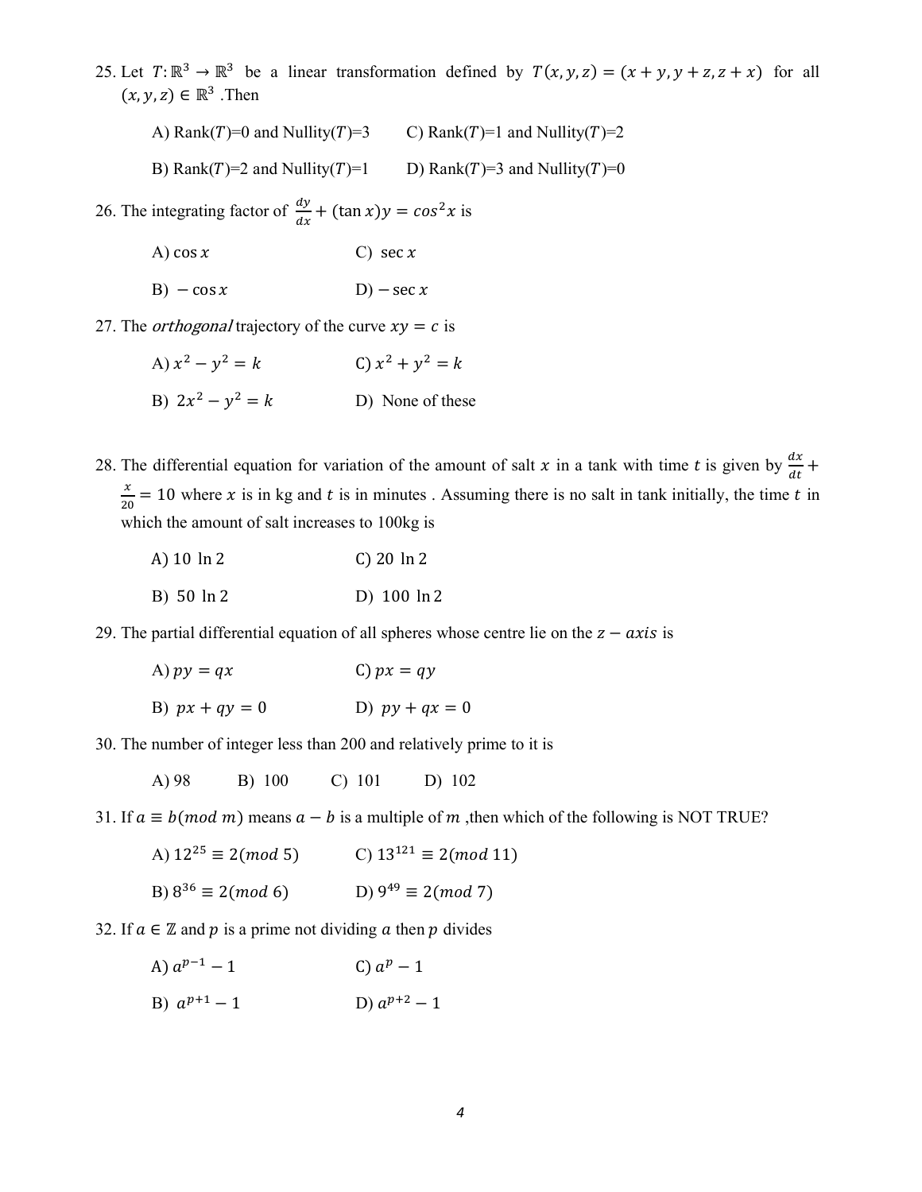25. Let $T: \mathbb{R}^3 \to \mathbb{R}^3$ be a linear transformation defined by $T(x, y, z) = (x + y, y + z, z + x)$ for all $(x, y, z) \in \mathbb{R}^3$ .Then

 A) Rank($T$)=0 and Nullity($T$)=3
 B) Rank($T$)=2 and Nullity($T$)=1
 C) Rank($T$)=1 and Nullity($T$)=2
 D) Rank($T$)=3 and Nullity($T$)=0

26. The integrating factor of $\frac{dy}{dx} + (\tan x)y = cos^2 x$ is

 A) $\cos x$
 B) $-\cos x$
 C) $\sec x$
 D) $-\sec x$

27. The *orthogonal* trajectory of the curve $xy = c$ is

 A) $x^2 - y^2 = k$
 B) $2x^2 - y^2 = k$
 C) $x^2 + y^2 = k$
 D) None of these

28. The differential equation for variation of the amount of salt $x$ in a tank with time $t$ is given by $\frac{dx}{dt} + \frac{x}{20} = 10$ where $x$ is in kg and $t$ is in minutes . Assuming there is no salt in tank initially, the time $t$ in which the amount of salt increases to 100kg is

 A) $10 \ln 2$
 B) $50 \ln 2$
 C) $20 \ln 2$
 D) $100 \ln 2$

29. The partial differential equation of all spheres whose centre lie on the $z - axis$ is

 A) $py = qx$
 B) $px + qy = 0$
 C) $px = qy$
 D) $py + qx = 0$

30. The number of integer less than 200 and relatively prime to it is

 A) 98 B) 100 C) 101 D) 102

31. If $a \equiv b(mod\ m)$ means $a - b$ is a multiple of $m$ ,then which of the following is NOT TRUE?

 A) $12^{25} \equiv 2(mod\ 5)$
 B) $8^{36} \equiv 2(mod\ 6)$
 C) $13^{121} \equiv 2(mod\ 11)$
 D) $9^{49} \equiv 2(mod\ 7)$

32. If $a \in \mathbb{Z}$ and $p$ is a prime not dividing $a$ then $p$ divides

 A) $a^{p-1} - 1$
 B) $a^{p+1} - 1$
 C) $a^p - 1$
 D) $a^{p+2} - 1$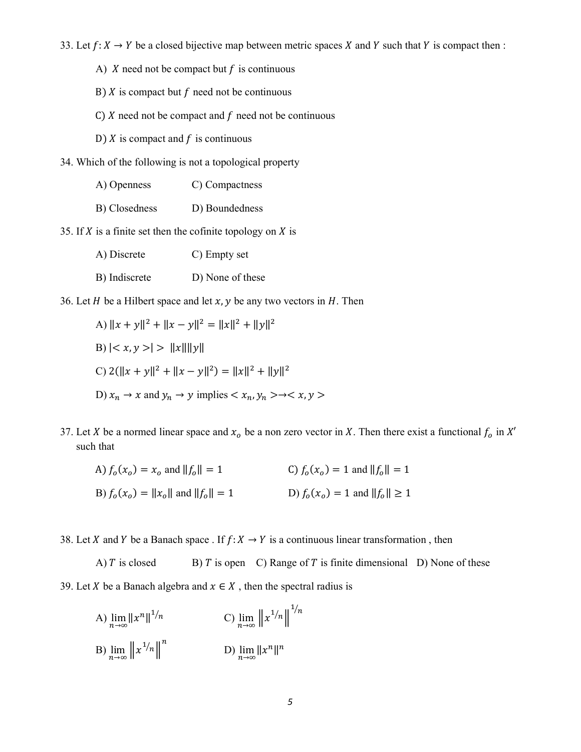33. Let $f: X \to Y$ be a closed bijective map between metric spaces $X$ and $Y$ such that $Y$ is compact then :

   A) $X$ need not be compact but $f$ is continuous

   B) $X$ is compact but $f$ need not be continuous

   C) $X$ need not be compact and $f$ need not be continuous

   D) $X$ is compact and $f$ is continuous

34. Which of the following is not a topological property

   A) Openness  C) Compactness

   B) Closedness  D) Boundedness

35. If $X$ is a finite set then the cofinite topology on $X$ is

   A) Discrete  C) Empty set

   B) Indiscrete  D) None of these

36. Let $H$ be a Hilbert space and let $x, y$ be any two vectors in $H$. Then

   A) $\|x + y\|^2 + \|x - y\|^2 = \|x\|^2 + \|y\|^2$

   B) $|< x, y >| > \|x\|\|y\|$

   C) $2(\|x + y\|^2 + \|x - y\|^2) = \|x\|^2 + \|y\|^2$

   D) $x_n \to x$ and $y_n \to y$ implies $< x_n, y_n > \to < x, y >$

37. Let $X$ be a normed linear space and $x_o$ be a non zero vector in $X$. Then there exist a functional $f_o$ in $X'$ such that

   A) $f_o(x_o) = x_o$ and $\|f_o\| = 1$  C) $f_o(x_o) = 1$ and $\|f_o\| = 1$

   B) $f_o(x_o) = \|x_o\|$ and $\|f_o\| = 1$  D) $f_o(x_o) = 1$ and $\|f_o\| \geq 1$

38. Let $X$ and $Y$ be a Banach space . If $f: X \to Y$ is a continuous linear transformation , then

   A) $T$ is closed  B) $T$ is open  C) Range of $T$ is finite dimensional  D) None of these

39. Let $X$ be a Banach algebra and $x \in X$ , then the spectral radius is

   A) $\lim\limits_{n \to \infty} \|x^n\|^{1/n}$  C) $\lim\limits_{n \to \infty} \left\|x^{1/n}\right\|^{1/n}$

   B) $\lim\limits_{n \to \infty} \left\|x^{1/n}\right\|^n$  D) $\lim\limits_{n \to \infty} \|x^n\|^n$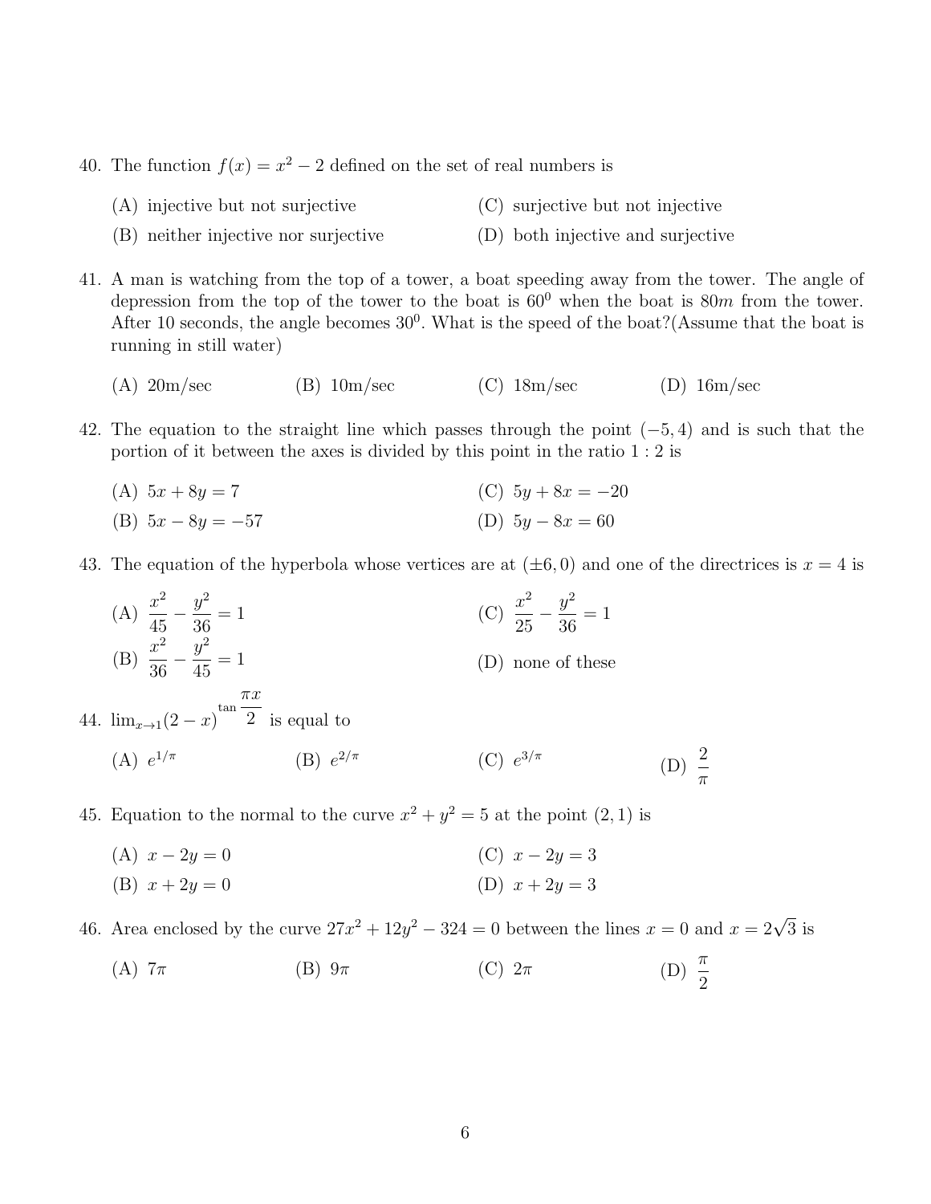40. The function $f(x) = x^2 - 2$ defined on the set of real numbers is

(A) injective but not surjective
(B) neither injective nor surjective
(C) surjective but not injective
(D) both injective and surjective

41. A man is watching from the top of a tower, a boat speeding away from the tower. The angle of depression from the top of the tower to the boat is $60^0$ when the boat is $80m$ from the tower. After 10 seconds, the angle becomes $30^0$. What is the speed of the boat?(Assume that the boat is running in still water)

(A) 20m/sec (B) 10m/sec (C) 18m/sec (D) 16m/sec

42. The equation to the straight line which passes through the point $(-5, 4)$ and is such that the portion of it between the axes is divided by this point in the ratio $1 : 2$ is

(A) $5x + 8y = 7$
(B) $5x - 8y = -57$
(C) $5y + 8x = -20$
(D) $5y - 8x = 60$

43. The equation of the hyperbola whose vertices are at $(\pm 6, 0)$ and one of the directrices is $x = 4$ is

(A) $\dfrac{x^2}{45} - \dfrac{y^2}{36} = 1$
(B) $\dfrac{x^2}{36} - \dfrac{y^2}{45} = 1$
(C) $\dfrac{x^2}{25} - \dfrac{y^2}{36} = 1$
(D) none of these

44. $\lim_{x \to 1} (2 - x)^{\tan \frac{\pi x}{2}}$ is equal to

(A) $e^{1/\pi}$ (B) $e^{2/\pi}$ (C) $e^{3/\pi}$ (D) $\dfrac{2}{\pi}$

45. Equation to the normal to the curve $x^2 + y^2 = 5$ at the point $(2, 1)$ is

(A) $x - 2y = 0$
(B) $x + 2y = 0$
(C) $x - 2y = 3$
(D) $x + 2y = 3$

46. Area enclosed by the curve $27x^2 + 12y^2 - 324 = 0$ between the lines $x = 0$ and $x = 2\sqrt{3}$ is

(A) $7\pi$ (B) $9\pi$ (C) $2\pi$ (D) $\dfrac{\pi}{2}$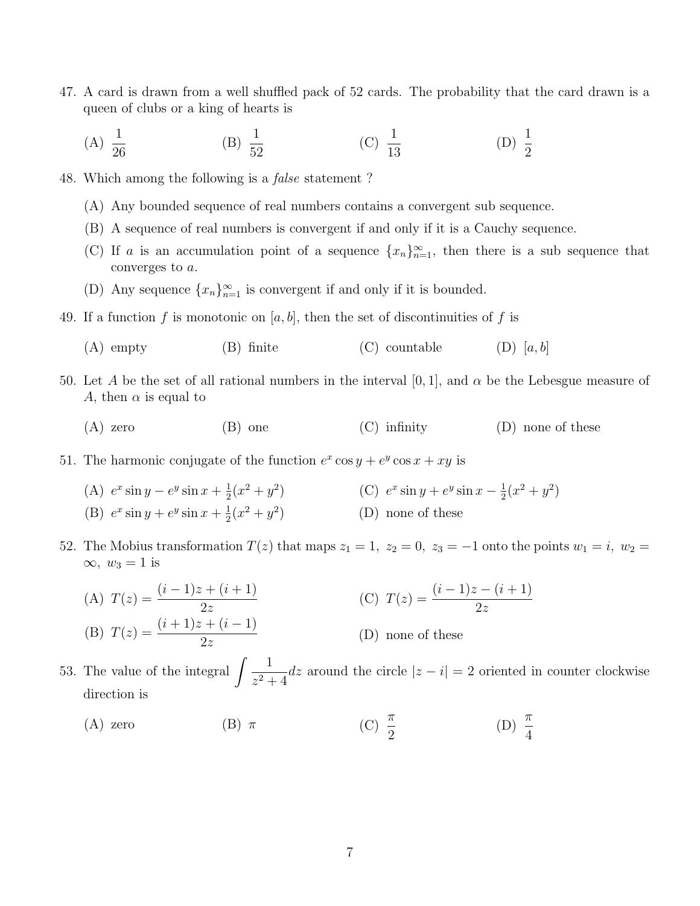47. A card is drawn from a well shuffled pack of 52 cards. The probability that the card drawn is a queen of clubs or a king of hearts is

(A) $\frac{1}{26}$ (B) $\frac{1}{52}$ (C) $\frac{1}{13}$ (D) $\frac{1}{2}$

48. Which among the following is a *false* statement ?

(A) Any bounded sequence of real numbers contains a convergent sub sequence.

(B) A sequence of real numbers is convergent if and only if it is a Cauchy sequence.

(C) If $a$ is an accumulation point of a sequence $\{x_n\}_{n=1}^{\infty}$, then there is a sub sequence that converges to $a$.

(D) Any sequence $\{x_n\}_{n=1}^{\infty}$ is convergent if and only if it is bounded.

49. If a function $f$ is monotonic on $[a, b]$, then the set of discontinuities of $f$ is

(A) empty (B) finite (C) countable (D) $[a, b]$

50. Let $A$ be the set of all rational numbers in the interval $[0, 1]$, and $\alpha$ be the Lebesgue measure of $A$, then $\alpha$ is equal to

(A) zero (B) one (C) infinity (D) none of these

51. The harmonic conjugate of the function $e^x \cos y + e^y \cos x + xy$ is

(A) $e^x \sin y - e^y \sin x + \frac{1}{2}(x^2 + y^2)$

(B) $e^x \sin y + e^y \sin x + \frac{1}{2}(x^2 + y^2)$

(C) $e^x \sin y + e^y \sin x - \frac{1}{2}(x^2 + y^2)$

(D) none of these

52. The Mobius transformation $T(z)$ that maps $z_1 = 1,\ z_2 = 0,\ z_3 = -1$ onto the points $w_1 = i,\ w_2 = \infty,\ w_3 = 1$ is

(A) $T(z) = \dfrac{(i-1)z + (i+1)}{2z}$

(B) $T(z) = \dfrac{(i+1)z + (i-1)}{2z}$

(C) $T(z) = \dfrac{(i-1)z - (i+1)}{2z}$

(D) none of these

53. The value of the integral $\int \frac{1}{z^2 + 4} dz$ around the circle $|z - i| = 2$ oriented in counter clockwise direction is

(A) zero (B) $\pi$ (C) $\frac{\pi}{2}$ (D) $\frac{\pi}{4}$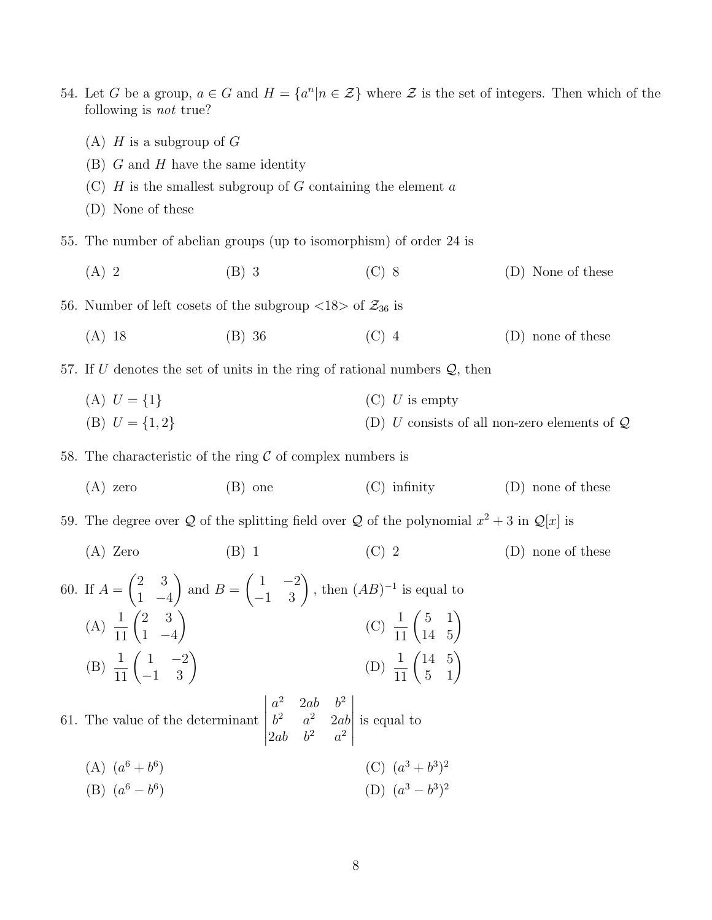54. Let $G$ be a group, $a \in G$ and $H = \{a^n | n \in \mathcal{Z}\}$ where $\mathcal{Z}$ is the set of integers. Then which of the following is *not* true?

(A) $H$ is a subgroup of $G$

(B) $G$ and $H$ have the same identity

(C) $H$ is the smallest subgroup of $G$ containing the element $a$

(D) None of these

55. The number of abelian groups (up to isomorphism) of order 24 is

(A) 2 (B) 3 (C) 8 (D) None of these

56. Number of left cosets of the subgroup $<18>$ of $\mathcal{Z}_{36}$ is

(A) 18 (B) 36 (C) 4 (D) none of these

57. If $U$ denotes the set of units in the ring of rational numbers $\mathcal{Q}$, then

(A) $U = \{1\}$

(B) $U = \{1, 2\}$

(C) $U$ is empty

(D) $U$ consists of all non-zero elements of $\mathcal{Q}$

58. The characteristic of the ring $\mathcal{C}$ of complex numbers is

(A) zero (B) one (C) infinity (D) none of these

59. The degree over $\mathcal{Q}$ of the splitting field over $\mathcal{Q}$ of the polynomial $x^2 + 3$ in $\mathcal{Q}[x]$ is

(A) Zero (B) 1 (C) 2 (D) none of these

60. If $A = \begin{pmatrix} 2 & 3 \\ 1 & -4 \end{pmatrix}$ and $B = \begin{pmatrix} 1 & -2 \\ -1 & 3 \end{pmatrix}$, then $(AB)^{-1}$ is equal to

(A) $\frac{1}{11}\begin{pmatrix} 2 & 3 \\ 1 & -4 \end{pmatrix}$

(B) $\frac{1}{11}\begin{pmatrix} 1 & -2 \\ -1 & 3 \end{pmatrix}$

(C) $\frac{1}{11}\begin{pmatrix} 5 & 1 \\ 14 & 5 \end{pmatrix}$

(D) $\frac{1}{11}\begin{pmatrix} 14 & 5 \\ 5 & 1 \end{pmatrix}$

61. The value of the determinant $\begin{vmatrix} a^2 & 2ab & b^2 \\ b^2 & a^2 & 2ab \\ 2ab & b^2 & a^2 \end{vmatrix}$ is equal to

(A) $(a^6 + b^6)$

(B) $(a^6 - b^6)$

(C) $(a^3 + b^3)^2$

(D) $(a^3 - b^3)^2$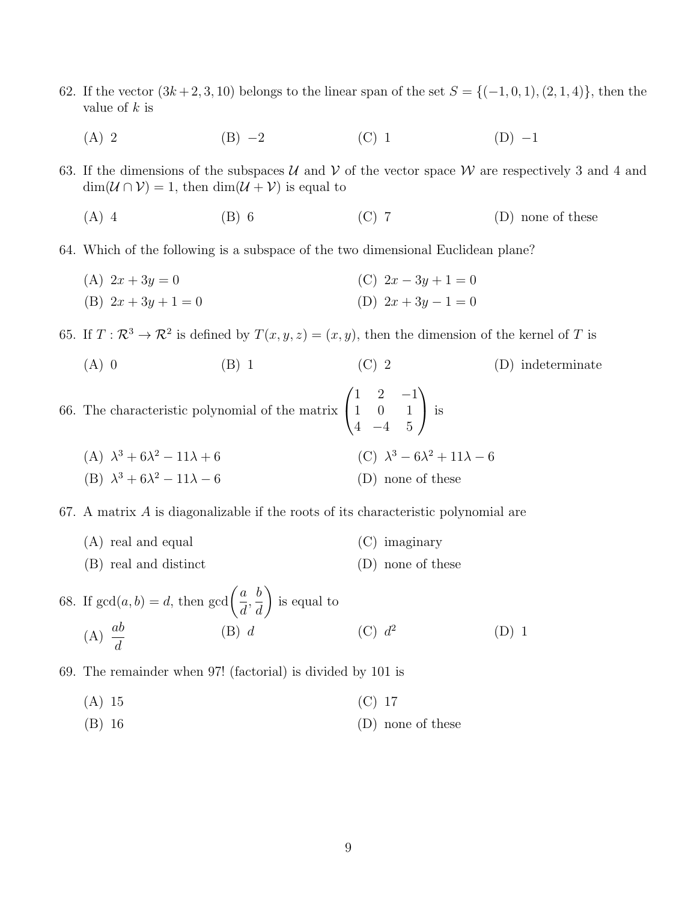62. If the vector $(3k+2, 3, 10)$ belongs to the linear span of the set $S = \{(-1, 0, 1), (2, 1, 4)\}$, then the value of $k$ is

(A) 2 (B) $-2$ (C) 1 (D) $-1$

63. If the dimensions of the subspaces $\mathcal{U}$ and $\mathcal{V}$ of the vector space $\mathcal{W}$ are respectively 3 and 4 and $\dim(\mathcal{U} \cap \mathcal{V}) = 1$, then $\dim(\mathcal{U} + \mathcal{V})$ is equal to

(A) 4 (B) 6 (C) 7 (D) none of these

64. Which of the following is a subspace of the two dimensional Euclidean plane?

(A) $2x + 3y = 0$

(B) $2x + 3y + 1 = 0$

(C) $2x - 3y + 1 = 0$

(D) $2x + 3y - 1 = 0$

65. If $T : \mathcal{R}^3 \to \mathcal{R}^2$ is defined by $T(x, y, z) = (x, y)$, then the dimension of the kernel of $T$ is

(A) 0 (B) 1 (C) 2 (D) indeterminate

66. The characteristic polynomial of the matrix $\begin{pmatrix} 1 & 2 & -1 \\ 1 & 0 & 1 \\ 4 & -4 & 5 \end{pmatrix}$ is

(A) $\lambda^3 + 6\lambda^2 - 11\lambda + 6$

(B) $\lambda^3 + 6\lambda^2 - 11\lambda - 6$

(C) $\lambda^3 - 6\lambda^2 + 11\lambda - 6$

(D) none of these

67. A matrix $A$ is diagonalizable if the roots of its characteristic polynomial are

(A) real and equal

(B) real and distinct

(C) imaginary

(D) none of these

68. If $\gcd(a, b) = d$, then $\gcd\left(\dfrac{a}{d}, \dfrac{b}{d}\right)$ is equal to

(A) $\dfrac{ab}{d}$ (B) $d$ (C) $d^2$ (D) 1

69. The remainder when 97! (factorial) is divided by 101 is

(A) 15

(B) 16

(C) 17

(D) none of these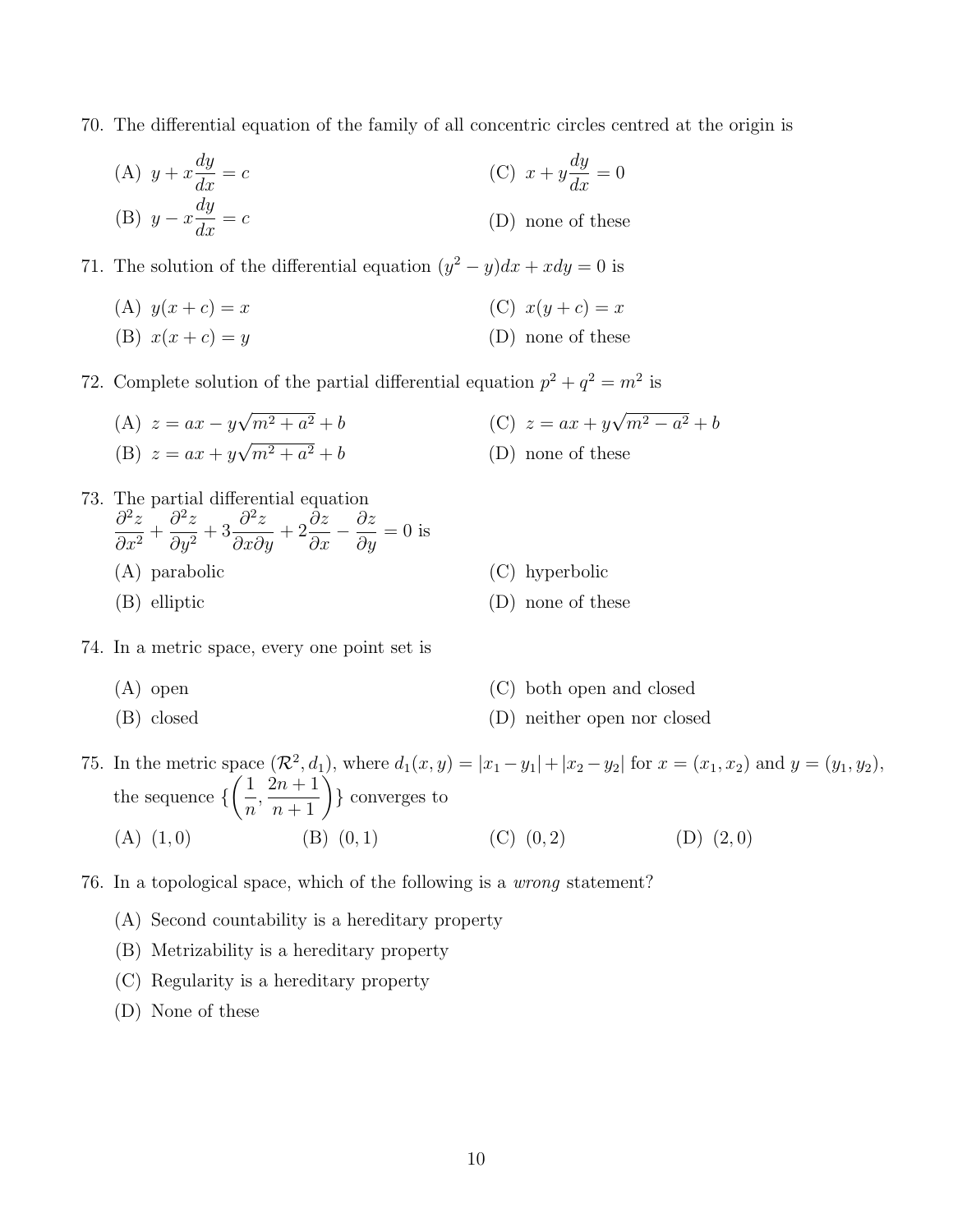70. The differential equation of the family of all concentric circles centred at the origin is

(A) $y + x\dfrac{dy}{dx} = c$

(B) $y - x\dfrac{dy}{dx} = c$

(C) $x + y\dfrac{dy}{dx} = 0$

(D) none of these

71. The solution of the differential equation $(y^2 - y)dx + xdy = 0$ is

(A) $y(x + c) = x$

(B) $x(x + c) = y$

(C) $x(y + c) = x$

(D) none of these

72. Complete solution of the partial differential equation $p^2 + q^2 = m^2$ is

(A) $z = ax - y\sqrt{m^2 + a^2} + b$

(B) $z = ax + y\sqrt{m^2 + a^2} + b$

(C) $z = ax + y\sqrt{m^2 - a^2} + b$

(D) none of these

73. The partial differential equation
$\dfrac{\partial^2 z}{\partial x^2} + \dfrac{\partial^2 z}{\partial y^2} + 3\dfrac{\partial^2 z}{\partial x \partial y} + 2\dfrac{\partial z}{\partial x} - \dfrac{\partial z}{\partial y} = 0$ is

(A) parabolic

(B) elliptic

(C) hyperbolic

(D) none of these

74. In a metric space, every one point set is

(A) open

(B) closed

(C) both open and closed

(D) neither open nor closed

75. In the metric space $(\mathcal{R}^2, d_1)$, where $d_1(x, y) = |x_1 - y_1| + |x_2 - y_2|$ for $x = (x_1, x_2)$ and $y = (y_1, y_2)$, the sequence $\{\left(\dfrac{1}{n}, \dfrac{2n+1}{n+1}\right)\}$ converges to

(A) $(1, 0)$

(B) $(0, 1)$

(C) $(0, 2)$

(D) $(2, 0)$

76. In a topological space, which of the following is a *wrong* statement?

(A) Second countability is a hereditary property

(B) Metrizability is a hereditary property

(C) Regularity is a hereditary property

(D) None of these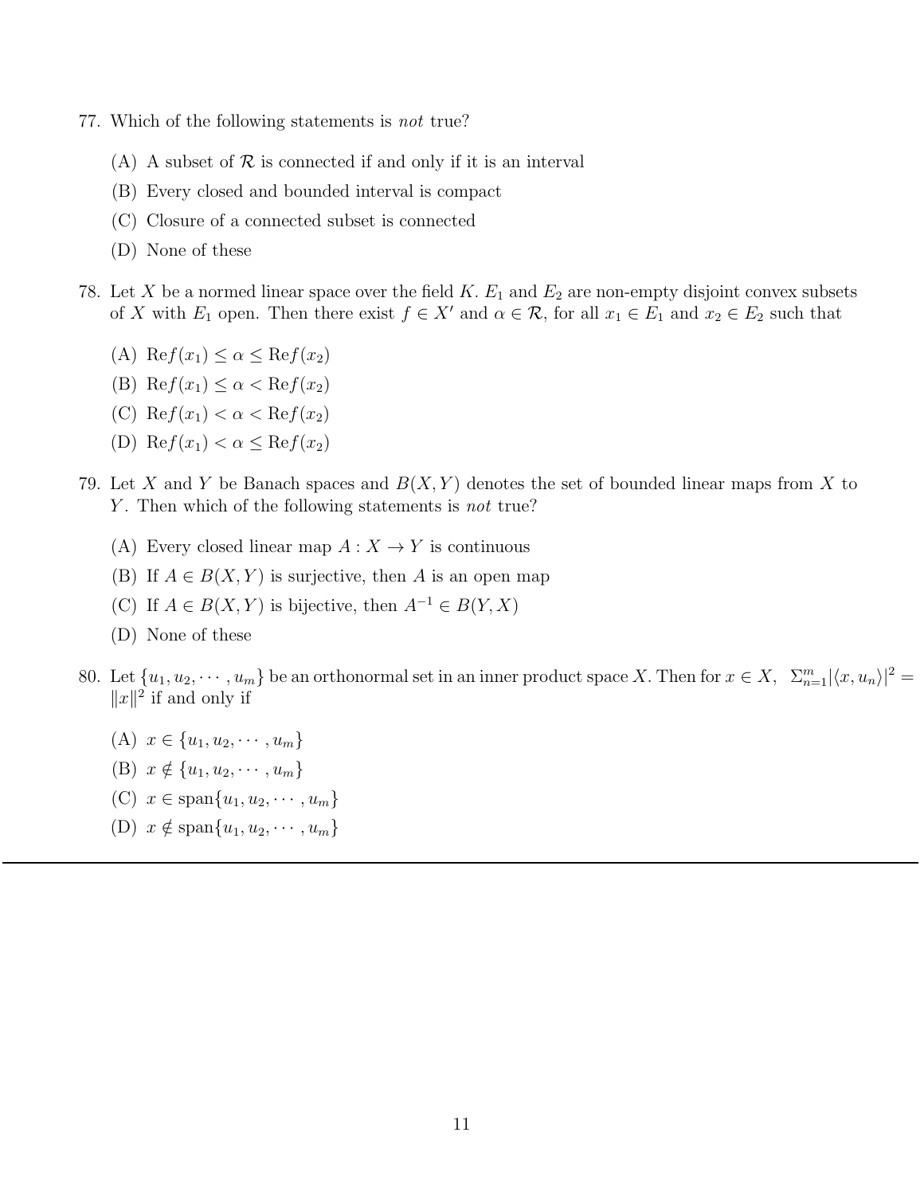77. Which of the following statements is *not* true?

    (A) A subset of $\mathcal{R}$ is connected if and only if it is an interval

    (B) Every closed and bounded interval is compact

    (C) Closure of a connected subset is connected

    (D) None of these

78. Let $X$ be a normed linear space over the field $K$. $E_1$ and $E_2$ are non-empty disjoint convex subsets of $X$ with $E_1$ open. Then there exist $f \in X'$ and $\alpha \in \mathcal{R}$, for all $x_1 \in E_1$ and $x_2 \in E_2$ such that

    (A) $\text{Re}f(x_1) \leq \alpha \leq \text{Re}f(x_2)$

    (B) $\text{Re}f(x_1) \leq \alpha < \text{Re}f(x_2)$

    (C) $\text{Re}f(x_1) < \alpha < \text{Re}f(x_2)$

    (D) $\text{Re}f(x_1) < \alpha \leq \text{Re}f(x_2)$

79. Let $X$ and $Y$ be Banach spaces and $B(X, Y)$ denotes the set of bounded linear maps from $X$ to $Y$. Then which of the following statements is *not* true?

    (A) Every closed linear map $A : X \to Y$ is continuous

    (B) If $A \in B(X, Y)$ is surjective, then $A$ is an open map

    (C) If $A \in B(X, Y)$ is bijective, then $A^{-1} \in B(Y, X)$

    (D) None of these

80. Let $\{u_1, u_2, \cdots, u_m\}$ be an orthonormal set in an inner product space $X$. Then for $x \in X$, $\Sigma_{n=1}^{m} |\langle x, u_n \rangle|^2 = \|x\|^2$ if and only if

    (A) $x \in \{u_1, u_2, \cdots, u_m\}$

    (B) $x \notin \{u_1, u_2, \cdots, u_m\}$

    (C) $x \in \text{span}\{u_1, u_2, \cdots, u_m\}$

    (D) $x \notin \text{span}\{u_1, u_2, \cdots, u_m\}$